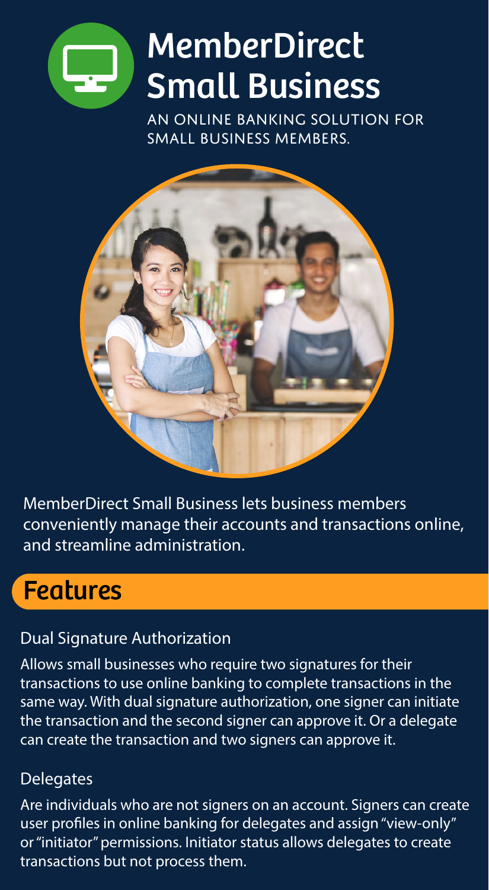# MemberDirect Small Business

AN ONLINE BANKING SOLUTION FOR SMALL BUSINESS MEMBERS.

MemberDirect Small Business lets business members conveniently manage their accounts and transactions online, and streamline administration.

## Features

### Dual Signature Authorization

Allows small businesses who require two signatures for their transactions to use online banking to complete transactions in the same way. With dual signature authorization, one signer can initiate the transaction and the second signer can approve it. Or a delegate can create the transaction and two signers can approve it.

### Delegates

Are individuals who are not signers on an account. Signers can create user profiles in online banking for delegates and assign "view-only" or "initiator" permissions. Initiator status allows delegates to create transactions but not process them.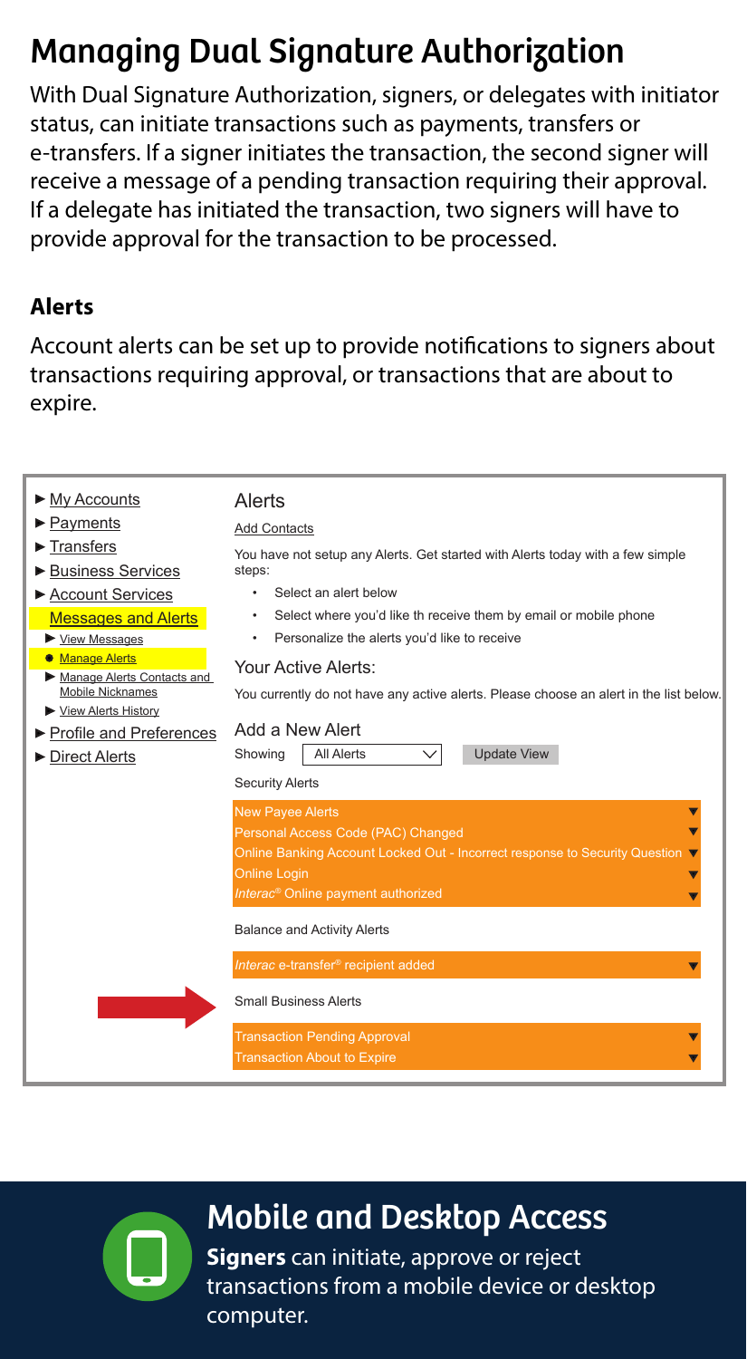# Managing Dual Signature Authorization

With Dual Signature Authorization, signers, or delegates with initiator status, can initiate transactions such as payments, transfers or e-transfers. If a signer initiates the transaction, the second signer will receive a message of a pending transaction requiring their approval. If a delegate has initiated the transaction, two signers will have to provide approval for the transaction to be processed.

## Alerts

Account alerts can be set up to provide notifications to signers about transactions requiring approval, or transactions that are about to expire.

- My Accounts
- Payments
- Transfers
- Business Services
- Account Services
- Messages and Alerts
  - View Messages
  - Manage Alerts
  - Manage Alerts Contacts and Mobile Nicknames
  - View Alerts History
- Profile and Preferences
- Direct Alerts

### Alerts

Add Contacts

You have not setup any Alerts. Get started with Alerts today with a few simple steps:

- Select an alert below
- Select where you'd like th receive them by email or mobile phone
- Personalize the alerts you'd like to receive

Your Active Alerts:

You currently do not have any active alerts. Please choose an alert in the list below.

Add a New Alert

Showing All Alerts Update View

Security Alerts

- New Payee Alerts
- Personal Access Code (PAC) Changed
- Online Banking Account Locked Out - Incorrect response to Security Question
- Online Login
- *Interac*® Online payment authorized

Balance and Activity Alerts

- *Interac* e-transfer® recipient added

Small Business Alerts

- Transaction Pending Approval
- Transaction About to Expire

## Mobile and Desktop Access

**Signers** can initiate, approve or reject transactions from a mobile device or desktop computer.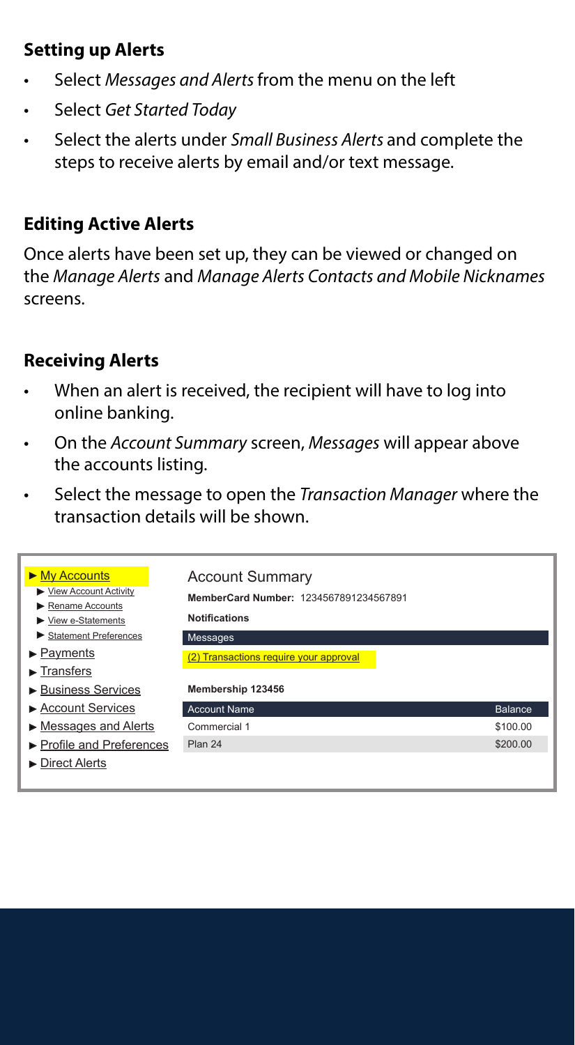## Setting up Alerts

- Select *Messages and Alerts* from the menu on the left
- Select *Get Started Today*
- Select the alerts under *Small Business Alerts* and complete the steps to receive alerts by email and/or text message.

## Editing Active Alerts

Once alerts have been set up, they can be viewed or changed on the *Manage Alerts* and *Manage Alerts Contacts and Mobile Nicknames* screens.

## Receiving Alerts

- When an alert is received, the recipient will have to log into online banking.
- On the *Account Summary* screen, *Messages* will appear above the accounts listing.
- Select the message to open the *Transaction Manager* where the transaction details will be shown.

- ► My Accounts
  - ► View Account Activity
  - ► Rename Accounts
  - ► View e-Statements
  - ► Statement Preferences
- ► Payments
- ► Transfers
- ► Business Services
- ► Account Services
- ► Messages and Alerts
- ► Profile and Preferences
- ► Direct Alerts

Account Summary

**MemberCard Number:** 1234567891234567891

**Notifications**

Messages

(2) Transactions require your approval

**Membership 123456**

| Account Name | Balance |
| --- | --- |
| Commercial 1 | $100.00 |
| Plan 24 | $200.00 |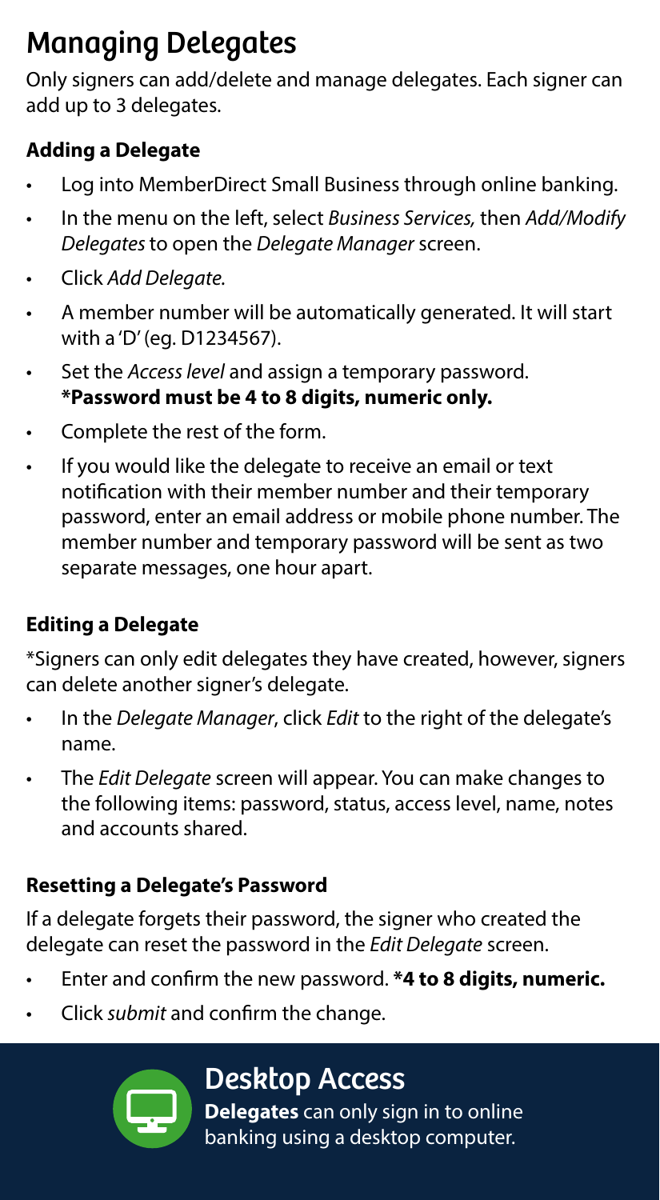# Managing Delegates

Only signers can add/delete and manage delegates. Each signer can add up to 3 delegates.

### Adding a Delegate

- Log into MemberDirect Small Business through online banking.
- In the menu on the left, select *Business Services,* then *Add/Modify Delegates* to open the *Delegate Manager* screen.
- Click *Add Delegate.*
- A member number will be automatically generated. It will start with a 'D' (eg. D1234567).
- Set the *Access level* and assign a temporary password. **\*Password must be 4 to 8 digits, numeric only.**
- Complete the rest of the form.
- If you would like the delegate to receive an email or text notification with their member number and their temporary password, enter an email address or mobile phone number. The member number and temporary password will be sent as two separate messages, one hour apart.

### Editing a Delegate

*Signers can only edit delegates they have created, however, signers can delete another signer's delegate.

- In the *Delegate Manager*, click *Edit* to the right of the delegate's name.
- The *Edit Delegate* screen will appear. You can make changes to the following items: password, status, access level, name, notes and accounts shared.

### Resetting a Delegate's Password

If a delegate forgets their password, the signer who created the delegate can reset the password in the *Edit Delegate* screen.

- Enter and confirm the new password. **\*4 to 8 digits, numeric.**
- Click *submit* and confirm the change.

## Desktop Access

**Delegates** can only sign in to online banking using a desktop computer.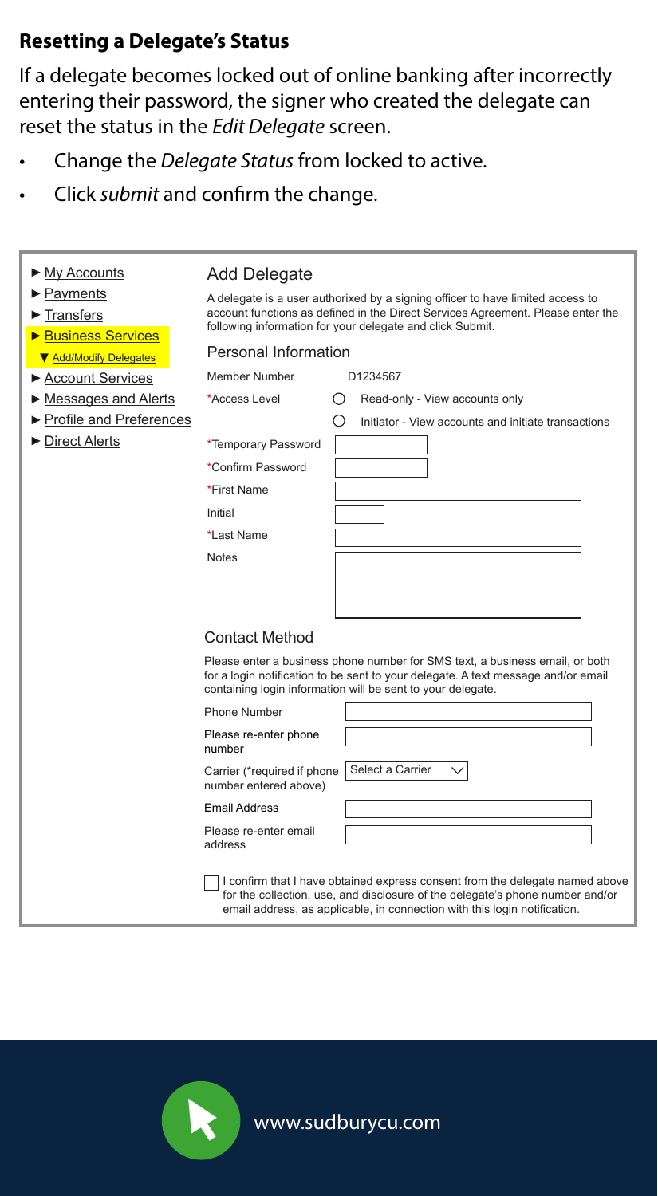## Resetting a Delegate's Status

If a delegate becomes locked out of online banking after incorrectly entering their password, the signer who created the delegate can reset the status in the *Edit Delegate* screen.

- Change the *Delegate Status* from locked to active.
- Click *submit* and confirm the change.

- ► My Accounts
- ► Payments
- ► Transfers
- ► Business Services
  - ▼ Add/Modify Delegates
- ► Account Services
- ► Messages and Alerts
- ► Profile and Preferences
- ► Direct Alerts

### Add Delegate

A delegate is a user authorized by a signing officer to have limited access to account functions as defined in the Direct Services Agreement. Please enter the following information for your delegate and click Submit.

#### Personal Information

Member Number D1234567

*Access Level
- ◯ Read-only - View accounts only
- ◯ Initiator - View accounts and initiate transactions

*Temporary Password

*Confirm Password

*First Name

Initial

*Last Name

Notes

#### Contact Method

Please enter a business phone number for SMS text, a business email, or both for a login notification to be sent to your delegate. A text message and/or email containing login information will be sent to your delegate.

Phone Number

Please re-enter phone number

Carrier (*required if phone number entered above) Select a Carrier

Email Address

Please re-enter email address

☐ I confirm that I have obtained express consent from the delegate named above for the collection, use, and disclosure of the delegate's phone number and/or email address, as applicable, in connection with this login notification.

www.sudburycu.com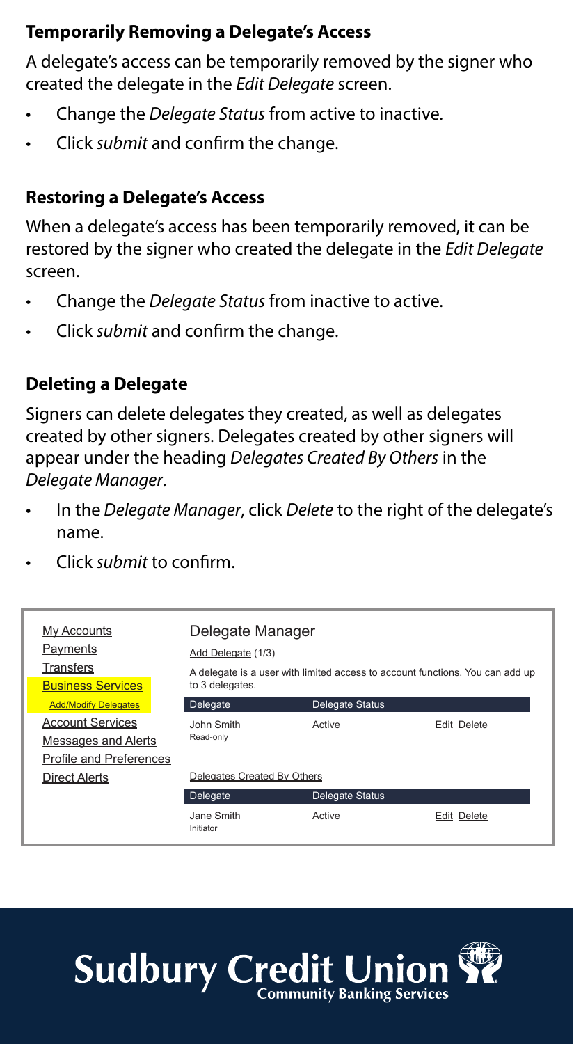### Temporarily Removing a Delegate's Access

A delegate's access can be temporarily removed by the signer who created the delegate in the *Edit Delegate* screen.

- Change the *Delegate Status* from active to inactive.
- Click *submit* and confirm the change.

### Restoring a Delegate's Access

When a delegate's access has been temporarily removed, it can be restored by the signer who created the delegate in the *Edit Delegate* screen.

- Change the *Delegate Status* from inactive to active.
- Click *submit* and confirm the change.

### Deleting a Delegate

Signers can delete delegates they created, as well as delegates created by other signers. Delegates created by other signers will appear under the heading *Delegates Created By Others* in the *Delegate Manager*.

- In the *Delegate Manager*, click *Delete* to the right of the delegate's name.
- Click *submit* to confirm.

My Accounts
Payments
Transfers
Business Services
Add/Modify Delegates
Account Services
Messages and Alerts
Profile and Preferences
Direct Alerts

Delegate Manager

Add Delegate (1/3)

A delegate is a user with limited access to account functions. You can add up to 3 delegates.

| Delegate | Delegate Status | |
|---|---|---|
| John Smith Read-only | Active | Edit Delete |

Delegates Created By Others

| Delegate | Delegate Status | |
|---|---|---|
| Jane Smith Initiator | Active | Edit Delete |

Sudbury Credit Union
Community Banking Services